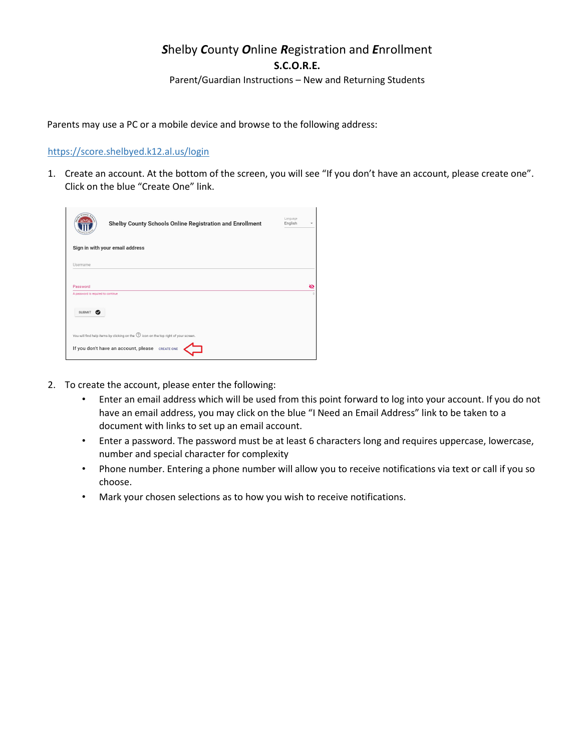# ***S**helby **C**ounty **O**nline **R**egistration and **E**nrollment*

**S.C.O.R.E.**

Parent/Guardian Instructions – New and Returning Students

Parents may use a PC or a mobile device and browse to the following address:

https://score.shelbyed.k12.al.us/login

1. Create an account. At the bottom of the screen, you will see "If you don't have an account, please create one". Click on the blue "Create One" link.

2. To create the account, please enter the following:
   - Enter an email address which will be used from this point forward to log into your account. If you do not have an email address, you may click on the blue "I Need an Email Address" link to be taken to a document with links to set up an email account.
   - Enter a password. The password must be at least 6 characters long and requires uppercase, lowercase, number and special character for complexity
   - Phone number. Entering a phone number will allow you to receive notifications via text or call if you so choose.
   - Mark your chosen selections as to how you wish to receive notifications.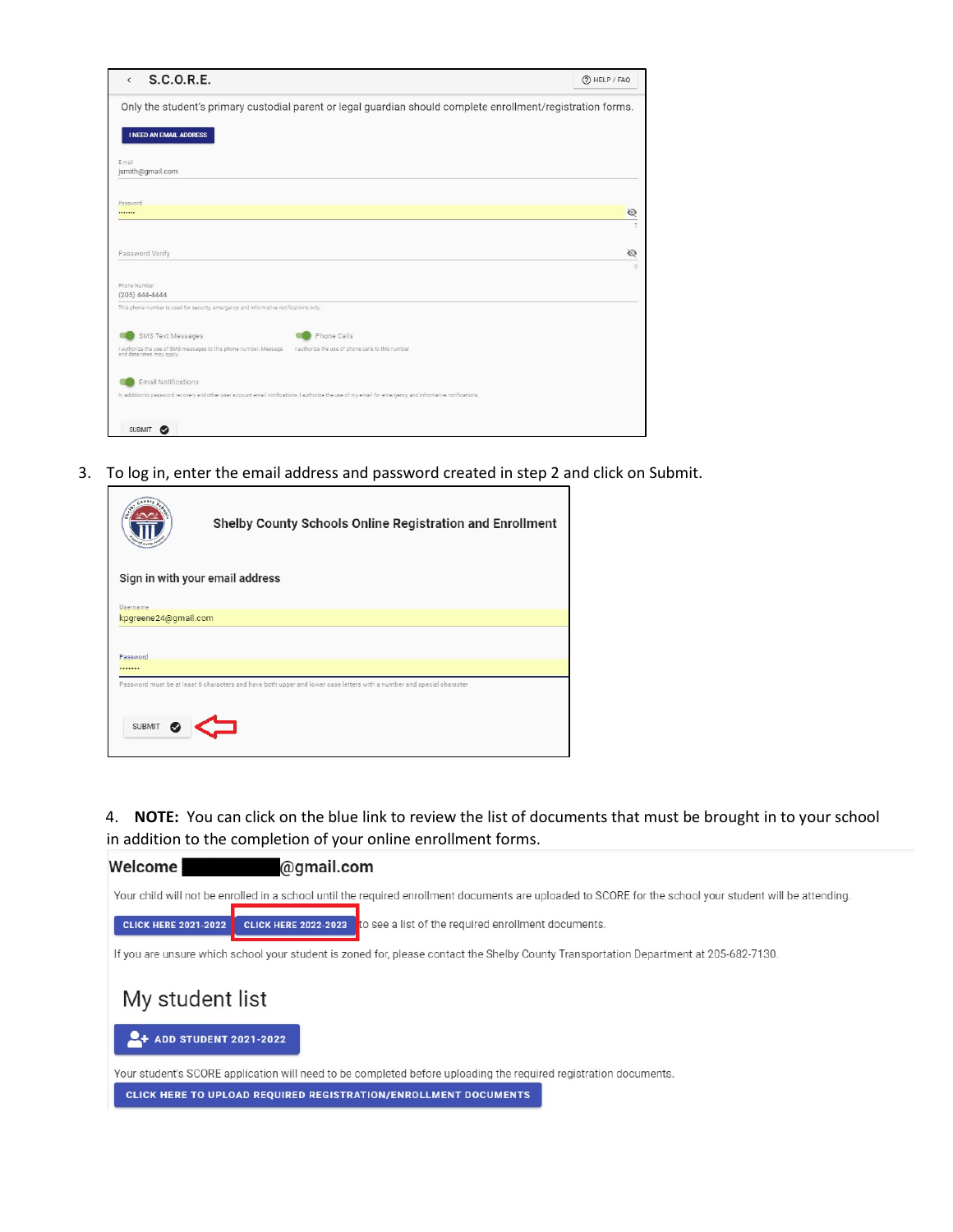S.C.O.R.E.

HELP / FAQ

Only the student's primary custodial parent or legal guardian should complete enrollment/registration forms.

I NEED AN EMAIL ADDRESS

Email
jsmith@gmail.com

Password
•••••••

Password Verify

Phone Number
(205) 444-4444

This phone number is used for security, emergency and informative notifications only.

SMS Text Messages

I authorize the use of SMS messages to this phone number. Message and data rates may apply.

Phone Calls

I authorize the use of phone calls to this number

Email Notifications

In addition to password recovery and other user account email notifications, I authorize the use of my email for emergency and informative notifications.

SUBMIT

3. To log in, enter the email address and password created in step 2 and click on Submit.

**Shelby County Schools Online Registration and Enrollment**

Sign in with your email address

Username
kpgreene24@gmail.com

Password
•••••••

Password must be at least 5 characters and have both upper and lower case letters with a number and special character

SUBMIT

4. **NOTE:** You can click on the blue link to review the list of documents that must be brought in to your school in addition to the completion of your online enrollment forms.

**Welcome ██████████@gmail.com**

Your child will not be enrolled in a school until the required enrollment documents are uploaded to SCORE for the school your student will be attending.

CLICK HERE 2021-2022 | CLICK HERE 2022-2023 to see a list of the required enrollment documents.

If you are unsure which school your student is zoned for, please contact the Shelby County Transportation Department at 205-682-7130.

## My student list

ADD STUDENT 2021-2022

Your student's SCORE application will need to be completed before uploading the required registration documents.

CLICK HERE TO UPLOAD REQUIRED REGISTRATION/ENROLLMENT DOCUMENTS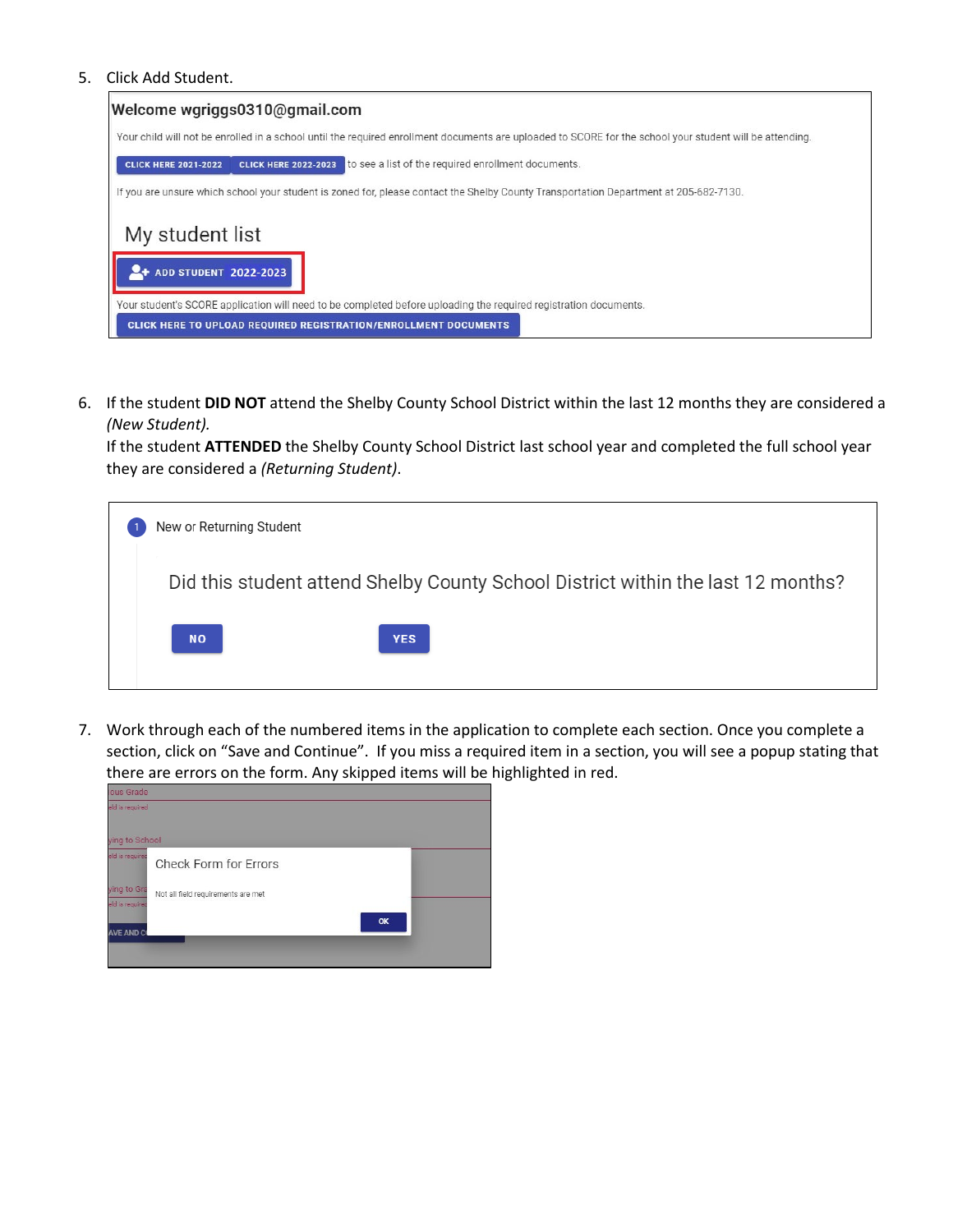5. Click Add Student.

**Welcome wgriggs0310@gmail.com**

Your child will not be enrolled in a school until the required enrollment documents are uploaded to SCORE for the school your student will be attending.

CLICK HERE 2021-2022 | CLICK HERE 2022-2023 to see a list of the required enrollment documents.

If you are unsure which school your student is zoned for, please contact the Shelby County Transportation Department at 205-682-7130.

My student list

ADD STUDENT 2022-2023

Your student's SCORE application will need to be completed before uploading the required registration documents.

CLICK HERE TO UPLOAD REQUIRED REGISTRATION/ENROLLMENT DOCUMENTS

6. If the student **DID NOT** attend the Shelby County School District within the last 12 months they are considered a *(New Student).*
   If the student **ATTENDED** the Shelby County School District last school year and completed the full school year they are considered a *(Returning Student)*.

1 New or Returning Student

Did this student attend Shelby County School District within the last 12 months?

NO YES

7. Work through each of the numbered items in the application to complete each section. Once you complete a section, click on "Save and Continue". If you miss a required item in a section, you will see a popup stating that there are errors on the form. Any skipped items will be highlighted in red.

Check Form for Errors

Not all field requirements are met

OK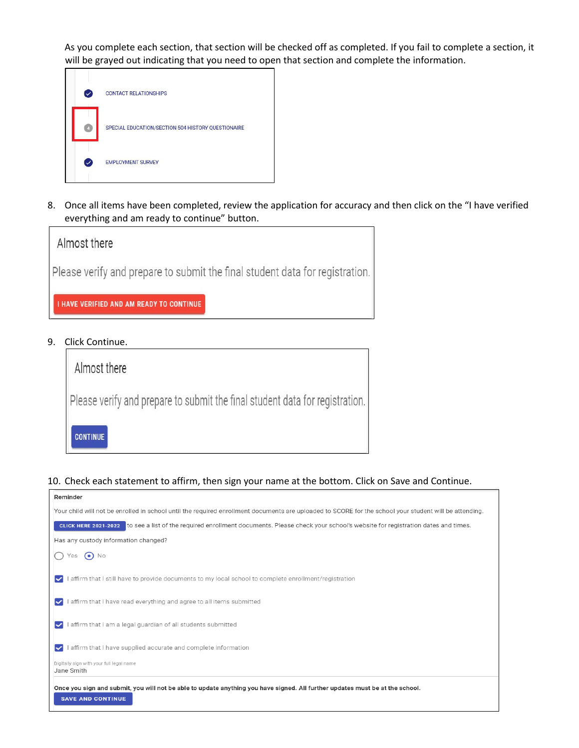As you complete each section, that section will be checked off as completed. If you fail to complete a section, it will be grayed out indicating that you need to open that section and complete the information.

CONTACT RELATIONSHIPS

SPECIAL EDUCATION/SECTION 504 HISTORY QUESTIONAIRE

EMPLOYMENT SURVEY

8. Once all items have been completed, review the application for accuracy and then click on the "I have verified everything and am ready to continue" button.

Almost there

Please verify and prepare to submit the final student data for registration.

I HAVE VERIFIED AND AM READY TO CONTINUE

9. Click Continue.

Almost there

Please verify and prepare to submit the final student data for registration.

CONTINUE

10. Check each statement to affirm, then sign your name at the bottom. Click on Save and Continue.

**Reminder**

Your child will not be enrolled in school until the required enrollment documents are uploaded to SCORE for the school your student will be attending.

CLICK HERE 2021-2022 to see a list of the required enrollment documents. Please check your school's website for registration dates and times.

Has any custody information changed?

Yes No

- [x] I affirm that I still have to provide documents to my local school to complete enrollment/registration
- [x] I affirm that I have read everything and agree to all items submitted
- [x] I affirm that I am a legal guardian of all students submitted
- [x] I affirm that I have supplied accurate and complete information

Digitally sign with your full legal name
Jane Smith

**Once you sign and submit, you will not be able to update anything you have signed. All further updates must be at the school.**

SAVE AND CONTINUE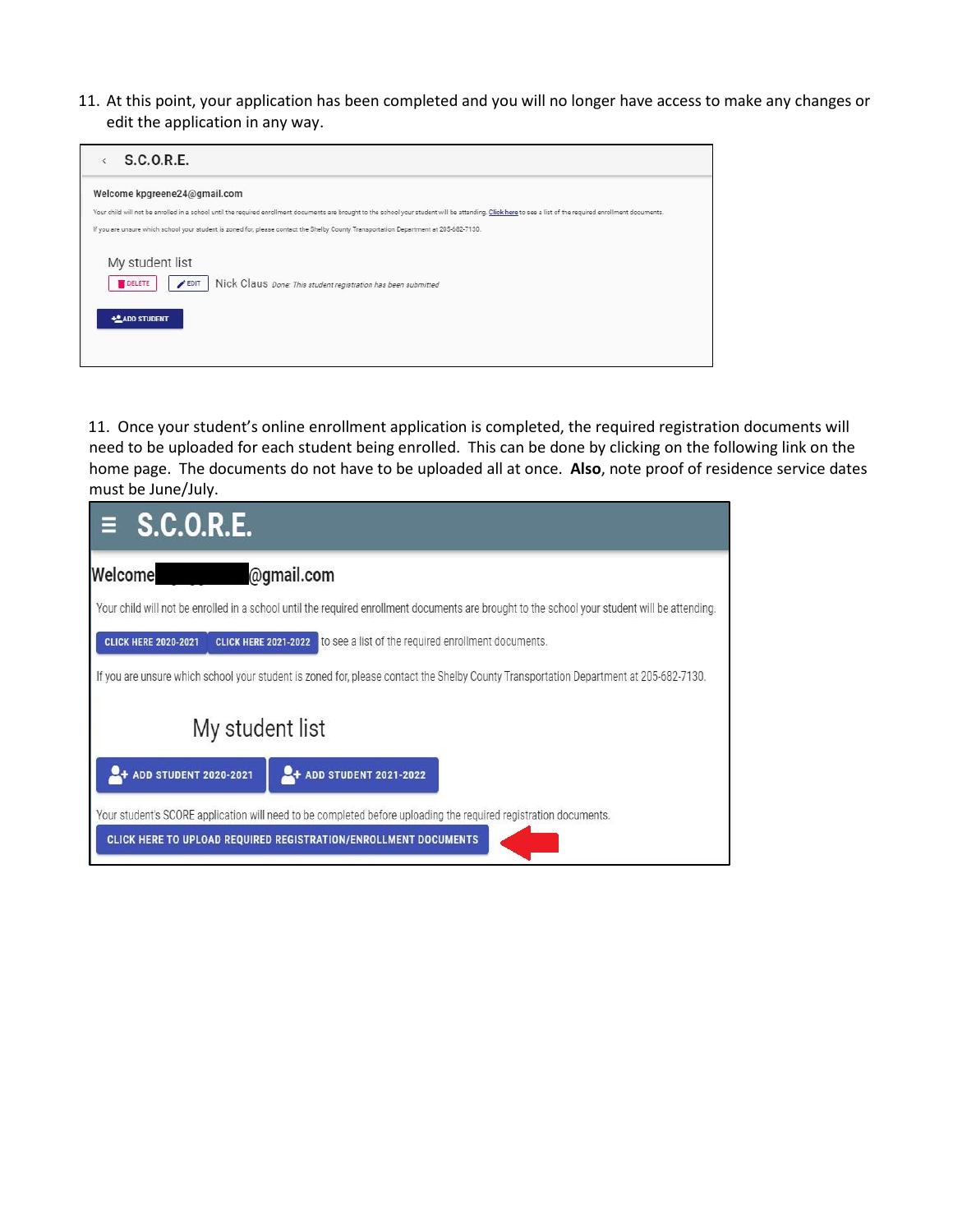11. At this point, your application has been completed and you will no longer have access to make any changes or edit the application in any way.

S.C.O.R.E.

Welcome kpgreene24@gmail.com

Your child will not be enrolled in a school until the required enrollment documents are brought to the school your student will be attending. Click here to see a list of the required enrollment documents.

If you are unsure which school your student is zoned for, please contact the Shelby County Transportation Department at 205-682-7130.

My student list

DELETE EDIT Nick Claus *Done: This student registration has been submitted*

ADD STUDENT

11. Once your student's online enrollment application is completed, the required registration documents will need to be uploaded for each student being enrolled. This can be done by clicking on the following link on the home page. The documents do not have to be uploaded all at once. **Also**, note proof of residence service dates must be June/July.

S.C.O.R.E.

Welcome @gmail.com

Your child will not be enrolled in a school until the required enrollment documents are brought to the school your student will be attending.

CLICK HERE 2020-2021 CLICK HERE 2021-2022 to see a list of the required enrollment documents.

If you are unsure which school your student is zoned for, please contact the Shelby County Transportation Department at 205-682-7130.

My student list

ADD STUDENT 2020-2021 ADD STUDENT 2021-2022

Your student's SCORE application will need to be completed before uploading the required registration documents.

CLICK HERE TO UPLOAD REQUIRED REGISTRATION/ENROLLMENT DOCUMENTS